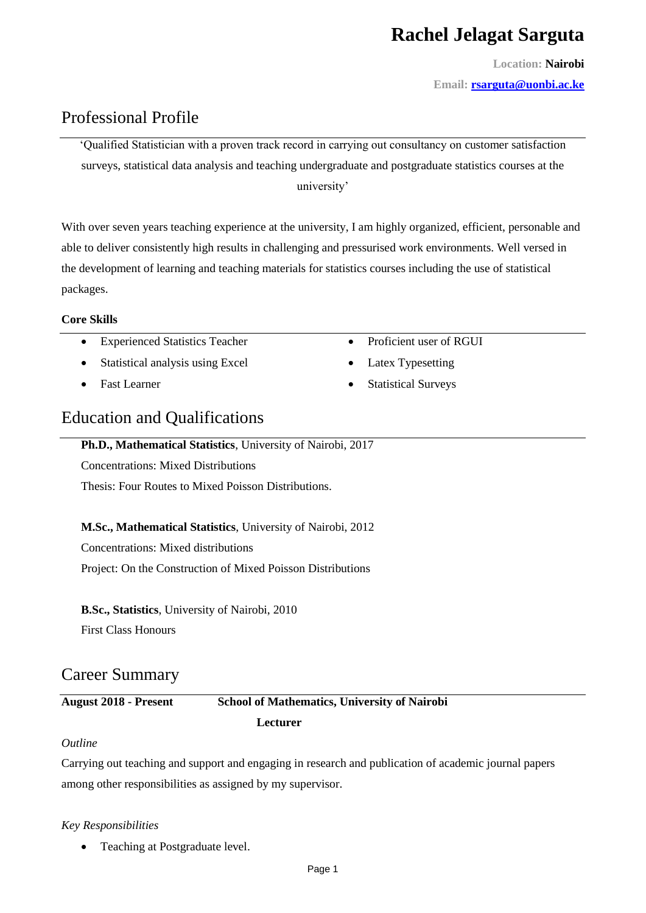# Rachel Jelagat Sarguta

**Location:** **Nairobi**

**Email:** **rsarguta@uonbi.ac.ke**

## Professional Profile

‘Qualified Statistician with a proven track record in carrying out consultancy on customer satisfaction surveys, statistical data analysis and teaching undergraduate and postgraduate statistics courses at the university’

With over seven years teaching experience at the university, I am highly organized, efficient, personable and able to deliver consistently high results in challenging and pressurised work environments. Well versed in the development of learning and teaching materials for statistics courses including the use of statistical packages.

**Core Skills**

- Experienced Statistics Teacher
- Statistical analysis using Excel
- Fast Learner
- Proficient user of RGUI
- Latex Typesetting
- Statistical Surveys

## Education and Qualifications

**Ph.D., Mathematical Statistics**, University of Nairobi, 2017
Concentrations: Mixed Distributions
Thesis: Four Routes to Mixed Poisson Distributions.

**M.Sc., Mathematical Statistics**, University of Nairobi, 2012
Concentrations: Mixed distributions
Project: On the Construction of Mixed Poisson Distributions

**B.Sc., Statistics**, University of Nairobi, 2010
First Class Honours

## Career Summary

**August 2018 - Present** **School of Mathematics, University of Nairobi**

**Lecturer**

*Outline*

Carrying out teaching and support and engaging in research and publication of academic journal papers among other responsibilities as assigned by my supervisor.

*Key Responsibilities*

- Teaching at Postgraduate level.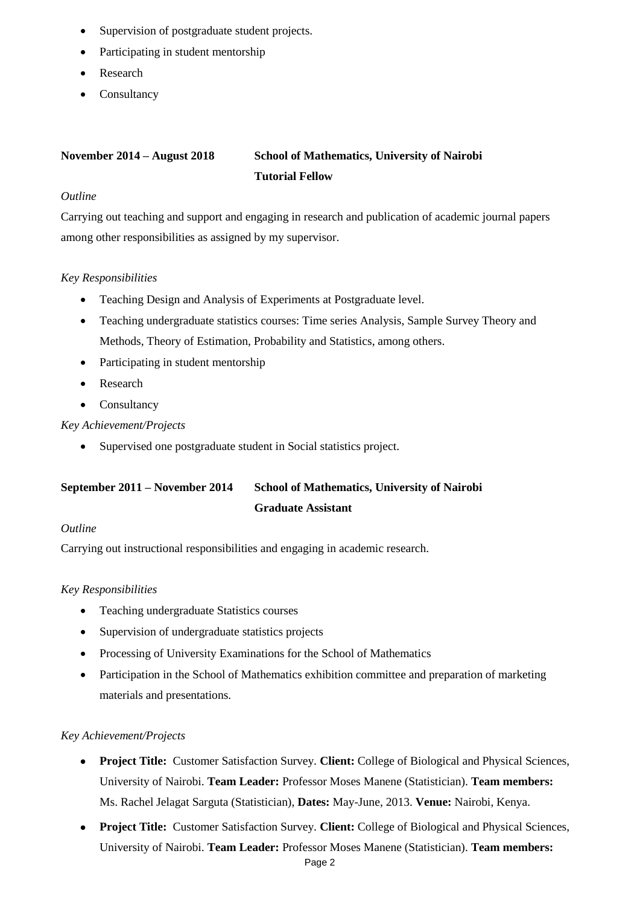- Supervision of postgraduate student projects.
- Participating in student mentorship
- Research
- Consultancy

**November 2014 – August 2018** **School of Mathematics, University of Nairobi**
**Tutorial Fellow**

*Outline*

Carrying out teaching and support and engaging in research and publication of academic journal papers among other responsibilities as assigned by my supervisor.

*Key Responsibilities*

- Teaching Design and Analysis of Experiments at Postgraduate level.
- Teaching undergraduate statistics courses: Time series Analysis, Sample Survey Theory and Methods, Theory of Estimation, Probability and Statistics, among others.
- Participating in student mentorship
- Research
- Consultancy

*Key Achievement/Projects*

- Supervised one postgraduate student in Social statistics project.

**September 2011 – November 2014** **School of Mathematics, University of Nairobi**
**Graduate Assistant**

*Outline*

Carrying out instructional responsibilities and engaging in academic research.

*Key Responsibilities*

- Teaching undergraduate Statistics courses
- Supervision of undergraduate statistics projects
- Processing of University Examinations for the School of Mathematics
- Participation in the School of Mathematics exhibition committee and preparation of marketing materials and presentations.

*Key Achievement/Projects*

- **Project Title:** Customer Satisfaction Survey. **Client:** College of Biological and Physical Sciences, University of Nairobi. **Team Leader:** Professor Moses Manene (Statistician). **Team members:** Ms. Rachel Jelagat Sarguta (Statistician), **Dates:** May-June, 2013. **Venue:** Nairobi, Kenya.
- **Project Title:** Customer Satisfaction Survey. **Client:** College of Biological and Physical Sciences, University of Nairobi. **Team Leader:** Professor Moses Manene (Statistician). **Team members:**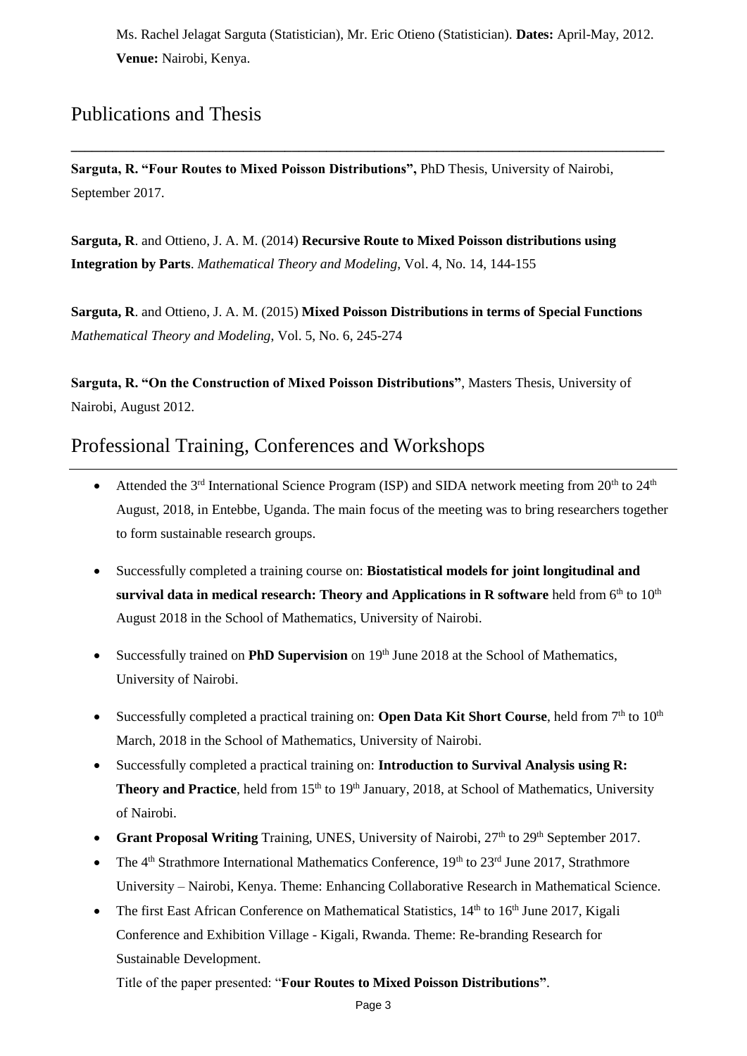Ms. Rachel Jelagat Sarguta (Statistician), Mr. Eric Otieno (Statistician). **Dates:** April-May, 2012. **Venue:** Nairobi, Kenya.

## Publications and Thesis

**Sarguta, R. "Four Routes to Mixed Poisson Distributions",** PhD Thesis, University of Nairobi, September 2017.

**Sarguta, R**. and Ottieno, J. A. M. (2014) **Recursive Route to Mixed Poisson distributions using Integration by Parts**. *Mathematical Theory and Modeling*, Vol. 4, No. 14, 144-155

**Sarguta, R**. and Ottieno, J. A. M. (2015) **Mixed Poisson Distributions in terms of Special Functions** *Mathematical Theory and Modeling*, Vol. 5, No. 6, 245-274

**Sarguta, R. "On the Construction of Mixed Poisson Distributions"**, Masters Thesis, University of Nairobi, August 2012.

## Professional Training, Conferences and Workshops

- Attended the 3rd International Science Program (ISP) and SIDA network meeting from 20th to 24th August, 2018, in Entebbe, Uganda. The main focus of the meeting was to bring researchers together to form sustainable research groups.
- Successfully completed a training course on: **Biostatistical models for joint longitudinal and survival data in medical research: Theory and Applications in R software** held from 6th to 10th August 2018 in the School of Mathematics, University of Nairobi.
- Successfully trained on **PhD Supervision** on 19th June 2018 at the School of Mathematics, University of Nairobi.
- Successfully completed a practical training on: **Open Data Kit Short Course**, held from 7th to 10th March, 2018 in the School of Mathematics, University of Nairobi.
- Successfully completed a practical training on: **Introduction to Survival Analysis using R: Theory and Practice**, held from 15th to 19th January, 2018, at School of Mathematics, University of Nairobi.
- **Grant Proposal Writing** Training, UNES, University of Nairobi, 27th to 29th September 2017.
- The 4th Strathmore International Mathematics Conference, 19th to 23rd June 2017, Strathmore University – Nairobi, Kenya. Theme: Enhancing Collaborative Research in Mathematical Science.
- The first East African Conference on Mathematical Statistics, 14th to 16th June 2017, Kigali Conference and Exhibition Village - Kigali, Rwanda. Theme: Re-branding Research for Sustainable Development.

  Title of the paper presented: "**Four Routes to Mixed Poisson Distributions"**.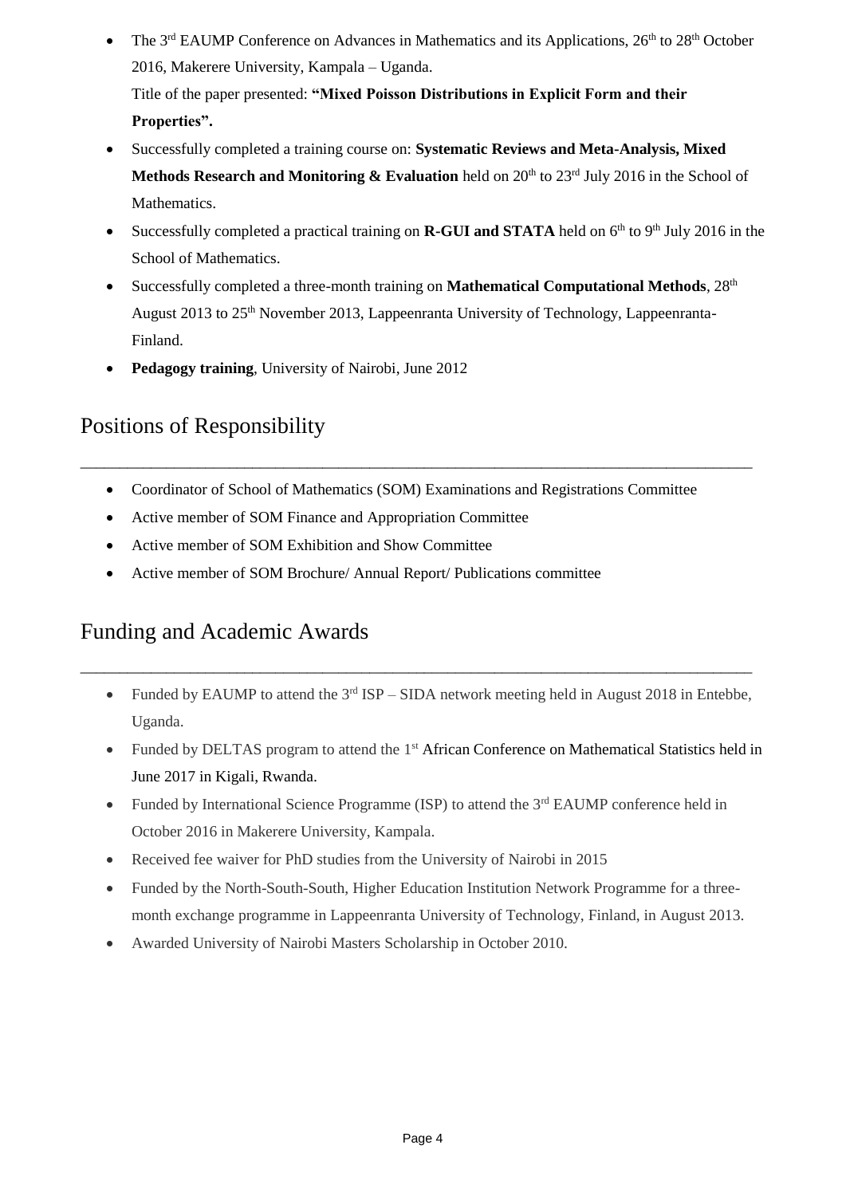- The 3rd EAUMP Conference on Advances in Mathematics and its Applications, 26th to 28th October 2016, Makerere University, Kampala – Uganda.
  Title of the paper presented: **"Mixed Poisson Distributions in Explicit Form and their Properties".**
- Successfully completed a training course on: **Systematic Reviews and Meta-Analysis, Mixed Methods Research and Monitoring & Evaluation** held on 20th to 23rd July 2016 in the School of Mathematics.
- Successfully completed a practical training on **R-GUI and STATA** held on 6th to 9th July 2016 in the School of Mathematics.
- Successfully completed a three-month training on **Mathematical Computational Methods**, 28th August 2013 to 25th November 2013, Lappeenranta University of Technology, Lappeenranta-Finland.
- **Pedagogy training**, University of Nairobi, June 2012

## Positions of Responsibility

- Coordinator of School of Mathematics (SOM) Examinations and Registrations Committee
- Active member of SOM Finance and Appropriation Committee
- Active member of SOM Exhibition and Show Committee
- Active member of SOM Brochure/ Annual Report/ Publications committee

## Funding and Academic Awards

- Funded by EAUMP to attend the 3rd ISP – SIDA network meeting held in August 2018 in Entebbe, Uganda.
- Funded by DELTAS program to attend the 1st African Conference on Mathematical Statistics held in June 2017 in Kigali, Rwanda.
- Funded by International Science Programme (ISP) to attend the 3rd EAUMP conference held in October 2016 in Makerere University, Kampala.
- Received fee waiver for PhD studies from the University of Nairobi in 2015
- Funded by the North-South-South, Higher Education Institution Network Programme for a three-month exchange programme in Lappeenranta University of Technology, Finland, in August 2013.
- Awarded University of Nairobi Masters Scholarship in October 2010.